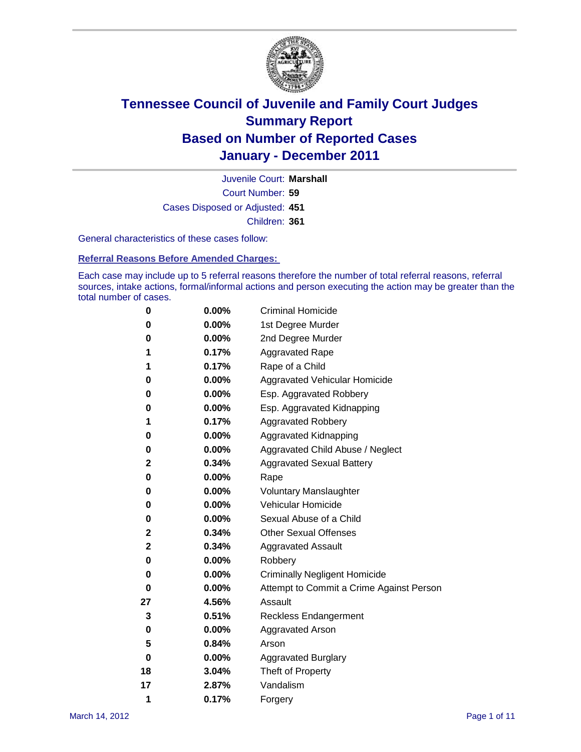# Tennessee Council of Juvenile and Family Court Judges
## Summary Report
## Based on Number of Reported Cases
## January - December 2011

Juvenile Court: **Marshall**

Court Number: **59**

Cases Disposed or Adjusted: **451**

Children: **361**

General characteristics of these cases follow:

### Referral Reasons Before Amended Charges:

Each case may include up to 5 referral reasons therefore the number of total referral reasons, referral sources, intake actions, formal/informal actions and person executing the action may be greater than the total number of cases.

| Count | Percent | Referral Reason |
|---|---|---|
| 0 | 0.00% | Criminal Homicide |
| 0 | 0.00% | 1st Degree Murder |
| 0 | 0.00% | 2nd Degree Murder |
| 1 | 0.17% | Aggravated Rape |
| 1 | 0.17% | Rape of a Child |
| 0 | 0.00% | Aggravated Vehicular Homicide |
| 0 | 0.00% | Esp. Aggravated Robbery |
| 0 | 0.00% | Esp. Aggravated Kidnapping |
| 1 | 0.17% | Aggravated Robbery |
| 0 | 0.00% | Aggravated Kidnapping |
| 0 | 0.00% | Aggravated Child Abuse / Neglect |
| 2 | 0.34% | Aggravated Sexual Battery |
| 0 | 0.00% | Rape |
| 0 | 0.00% | Voluntary Manslaughter |
| 0 | 0.00% | Vehicular Homicide |
| 0 | 0.00% | Sexual Abuse of a Child |
| 2 | 0.34% | Other Sexual Offenses |
| 2 | 0.34% | Aggravated Assault |
| 0 | 0.00% | Robbery |
| 0 | 0.00% | Criminally Negligent Homicide |
| 0 | 0.00% | Attempt to Commit a Crime Against Person |
| 27 | 4.56% | Assault |
| 3 | 0.51% | Reckless Endangerment |
| 0 | 0.00% | Aggravated Arson |
| 5 | 0.84% | Arson |
| 0 | 0.00% | Aggravated Burglary |
| 18 | 3.04% | Theft of Property |
| 17 | 2.87% | Vandalism |
| 1 | 0.17% | Forgery |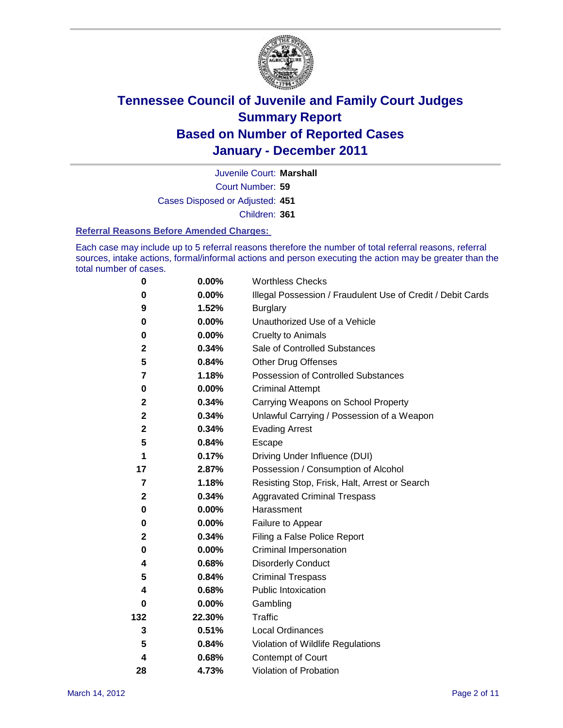# Tennessee Council of Juvenile and Family Court Judges
## Summary Report
## Based on Number of Reported Cases
## January - December 2011

Juvenile Court: **Marshall**
Court Number: **59**
Cases Disposed or Adjusted: **451**
Children: **361**

### Referral Reasons Before Amended Charges:

Each case may include up to 5 referral reasons therefore the number of total referral reasons, referral sources, intake actions, formal/informal actions and person executing the action may be greater than the total number of cases.

| Count | Percent | Referral Reason |
|---|---|---|
| 0 | 0.00% | Worthless Checks |
| 0 | 0.00% | Illegal Possession / Fraudulent Use of Credit / Debit Cards |
| 9 | 1.52% | Burglary |
| 0 | 0.00% | Unauthorized Use of a Vehicle |
| 0 | 0.00% | Cruelty to Animals |
| 2 | 0.34% | Sale of Controlled Substances |
| 5 | 0.84% | Other Drug Offenses |
| 7 | 1.18% | Possession of Controlled Substances |
| 0 | 0.00% | Criminal Attempt |
| 2 | 0.34% | Carrying Weapons on School Property |
| 2 | 0.34% | Unlawful Carrying / Possession of a Weapon |
| 2 | 0.34% | Evading Arrest |
| 5 | 0.84% | Escape |
| 1 | 0.17% | Driving Under Influence (DUI) |
| 17 | 2.87% | Possession / Consumption of Alcohol |
| 7 | 1.18% | Resisting Stop, Frisk, Halt, Arrest or Search |
| 2 | 0.34% | Aggravated Criminal Trespass |
| 0 | 0.00% | Harassment |
| 0 | 0.00% | Failure to Appear |
| 2 | 0.34% | Filing a False Police Report |
| 0 | 0.00% | Criminal Impersonation |
| 4 | 0.68% | Disorderly Conduct |
| 5 | 0.84% | Criminal Trespass |
| 4 | 0.68% | Public Intoxication |
| 0 | 0.00% | Gambling |
| 132 | 22.30% | Traffic |
| 3 | 0.51% | Local Ordinances |
| 5 | 0.84% | Violation of Wildlife Regulations |
| 4 | 0.68% | Contempt of Court |
| 28 | 4.73% | Violation of Probation |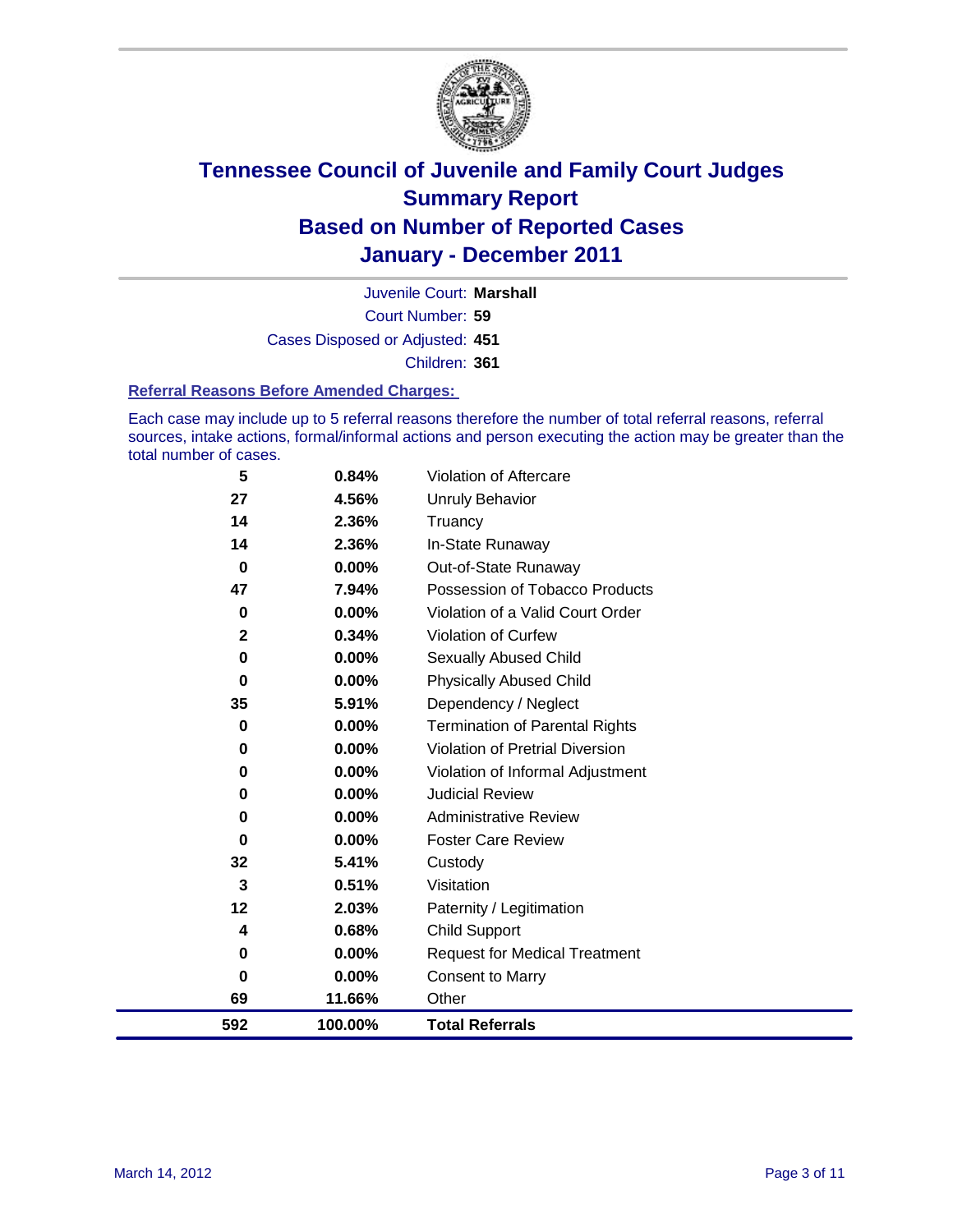# Tennessee Council of Juvenile and Family Court Judges
# Summary Report
# Based on Number of Reported Cases
# January - December 2011

Juvenile Court: **Marshall**

Court Number: **59**

Cases Disposed or Adjusted: **451**

Children: **361**

### Referral Reasons Before Amended Charges:

Each case may include up to 5 referral reasons therefore the number of total referral reasons, referral sources, intake actions, formal/informal actions and person executing the action may be greater than the total number of cases.

| | | |
|---|---|---|
| 5 | 0.84% | Violation of Aftercare |
| 27 | 4.56% | Unruly Behavior |
| 14 | 2.36% | Truancy |
| 14 | 2.36% | In-State Runaway |
| 0 | 0.00% | Out-of-State Runaway |
| 47 | 7.94% | Possession of Tobacco Products |
| 0 | 0.00% | Violation of a Valid Court Order |
| 2 | 0.34% | Violation of Curfew |
| 0 | 0.00% | Sexually Abused Child |
| 0 | 0.00% | Physically Abused Child |
| 35 | 5.91% | Dependency / Neglect |
| 0 | 0.00% | Termination of Parental Rights |
| 0 | 0.00% | Violation of Pretrial Diversion |
| 0 | 0.00% | Violation of Informal Adjustment |
| 0 | 0.00% | Judicial Review |
| 0 | 0.00% | Administrative Review |
| 0 | 0.00% | Foster Care Review |
| 32 | 5.41% | Custody |
| 3 | 0.51% | Visitation |
| 12 | 2.03% | Paternity / Legitimation |
| 4 | 0.68% | Child Support |
| 0 | 0.00% | Request for Medical Treatment |
| 0 | 0.00% | Consent to Marry |
| 69 | 11.66% | Other |
| **592** | **100.00%** | **Total Referrals** |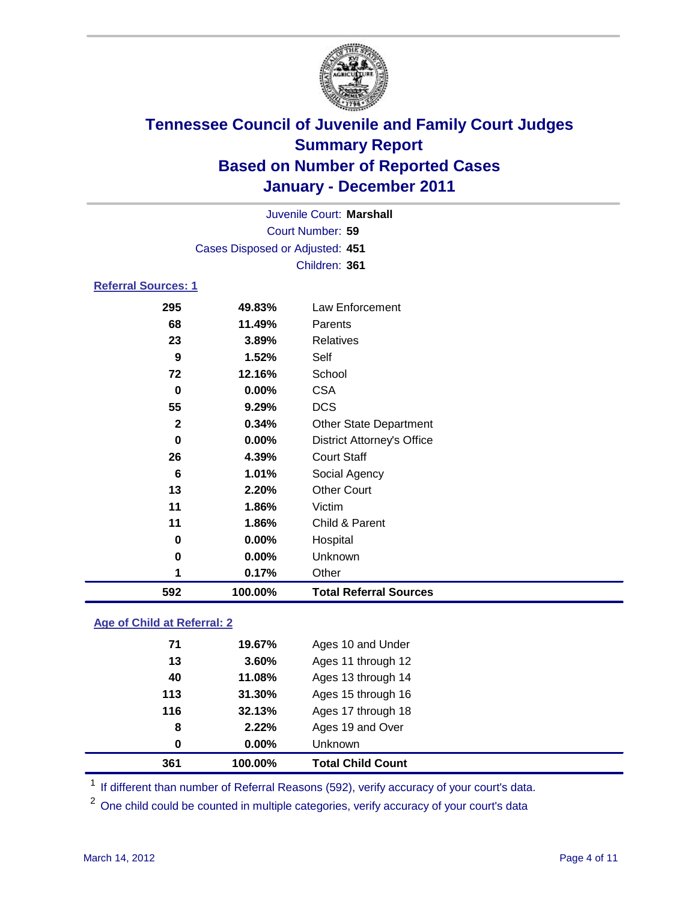# Tennessee Council of Juvenile and Family Court Judges
## Summary Report
## Based on Number of Reported Cases
## January - December 2011

Juvenile Court: **Marshall**

Court Number: **59**

Cases Disposed or Adjusted: **451**

Children: **361**

### Referral Sources: 1

| Count | Percent | Source |
|---|---|---|
| 295 | 49.83% | Law Enforcement |
| 68 | 11.49% | Parents |
| 23 | 3.89% | Relatives |
| 9 | 1.52% | Self |
| 72 | 12.16% | School |
| 0 | 0.00% | CSA |
| 55 | 9.29% | DCS |
| 2 | 0.34% | Other State Department |
| 0 | 0.00% | District Attorney's Office |
| 26 | 4.39% | Court Staff |
| 6 | 1.01% | Social Agency |
| 13 | 2.20% | Other Court |
| 11 | 1.86% | Victim |
| 11 | 1.86% | Child & Parent |
| 0 | 0.00% | Hospital |
| 0 | 0.00% | Unknown |
| 1 | 0.17% | Other |
| **592** | **100.00%** | **Total Referral Sources** |

### Age of Child at Referral: 2

| Count | Percent | Age |
|---|---|---|
| 71 | 19.67% | Ages 10 and Under |
| 13 | 3.60% | Ages 11 through 12 |
| 40 | 11.08% | Ages 13 through 14 |
| 113 | 31.30% | Ages 15 through 16 |
| 116 | 32.13% | Ages 17 through 18 |
| 8 | 2.22% | Ages 19 and Over |
| 0 | 0.00% | Unknown |
| **361** | **100.00%** | **Total Child Count** |

[1] If different than number of Referral Reasons (592), verify accuracy of your court's data.

[2] One child could be counted in multiple categories, verify accuracy of your court's data

March 14, 2012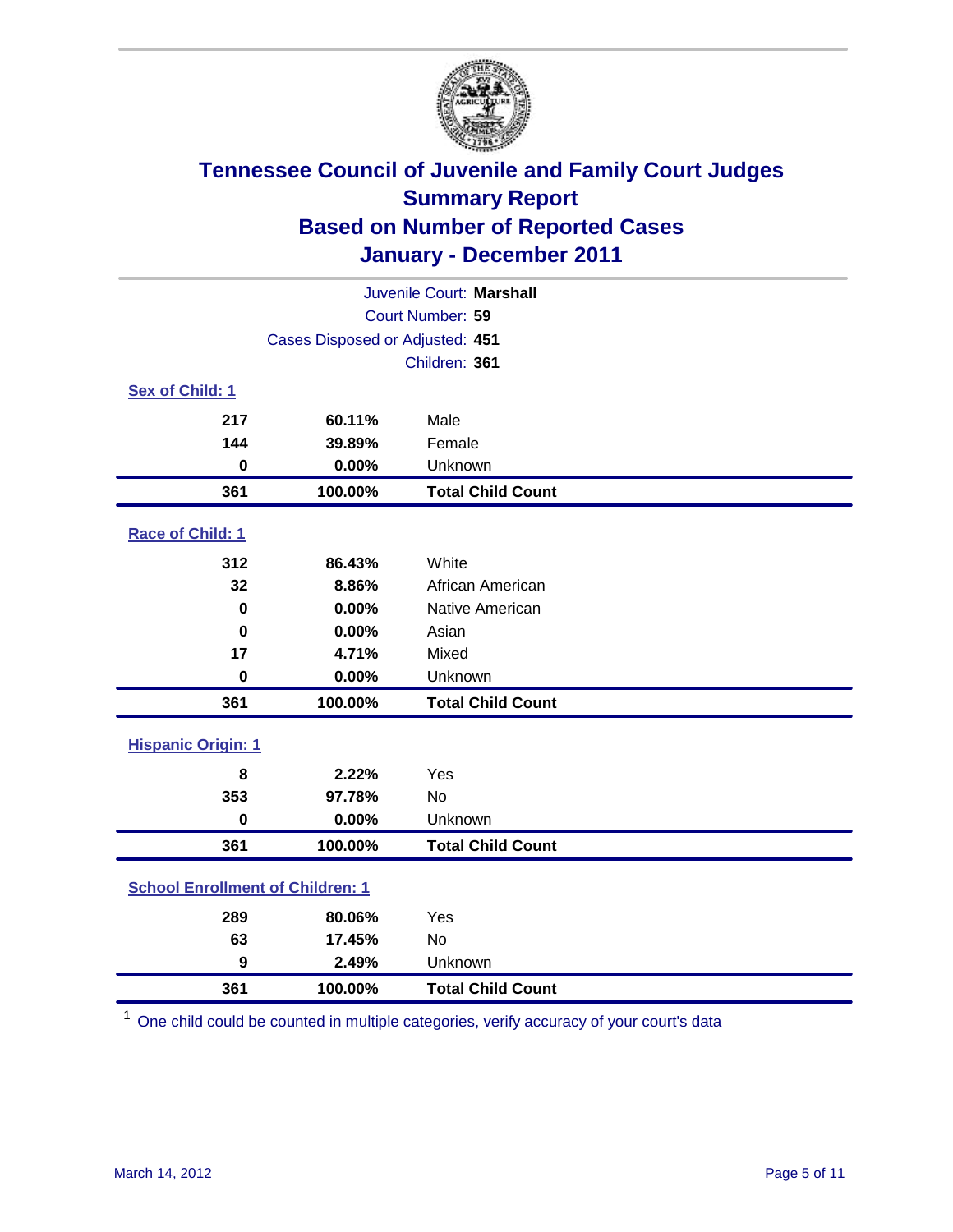# Tennessee Council of Juvenile and Family Court Judges
## Summary Report
## Based on Number of Reported Cases
## January - December 2011

Juvenile Court: **Marshall**
Court Number: **59**
Cases Disposed or Adjusted: **451**
Children: **361**

### Sex of Child: 1

| | | |
|---|---|---|
| **217** | **60.11%** | Male |
| **144** | **39.89%** | Female |
| **0** | **0.00%** | Unknown |
| **361** | **100.00%** | **Total Child Count** |

### Race of Child: 1

| | | |
|---|---|---|
| **312** | **86.43%** | White |
| **32** | **8.86%** | African American |
| **0** | **0.00%** | Native American |
| **0** | **0.00%** | Asian |
| **17** | **4.71%** | Mixed |
| **0** | **0.00%** | Unknown |
| **361** | **100.00%** | **Total Child Count** |

### Hispanic Origin: 1

| | | |
|---|---|---|
| **8** | **2.22%** | Yes |
| **353** | **97.78%** | No |
| **0** | **0.00%** | Unknown |
| **361** | **100.00%** | **Total Child Count** |

### School Enrollment of Children: 1

| | | |
|---|---|---|
| **289** | **80.06%** | Yes |
| **63** | **17.45%** | No |
| **9** | **2.49%** | Unknown |
| **361** | **100.00%** | **Total Child Count** |

[1] One child could be counted in multiple categories, verify accuracy of your court's data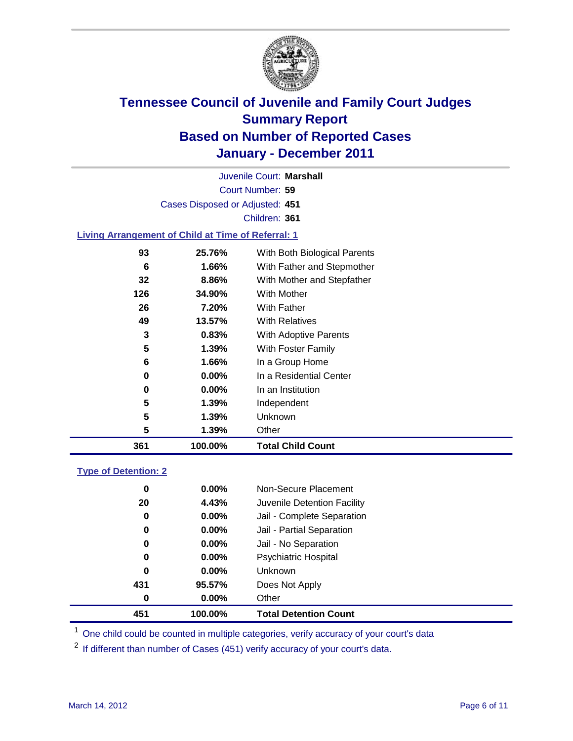# Tennessee Council of Juvenile and Family Court Judges
# Summary Report
# Based on Number of Reported Cases
# January - December 2011

Juvenile Court: **Marshall**

Court Number: **59**

Cases Disposed or Adjusted: **451**

Children: **361**

### Living Arrangement of Child at Time of Referral: 1

| | | |
|---|---|---|
| 93 | 25.76% | With Both Biological Parents |
| 6 | 1.66% | With Father and Stepmother |
| 32 | 8.86% | With Mother and Stepfather |
| 126 | 34.90% | With Mother |
| 26 | 7.20% | With Father |
| 49 | 13.57% | With Relatives |
| 3 | 0.83% | With Adoptive Parents |
| 5 | 1.39% | With Foster Family |
| 6 | 1.66% | In a Group Home |
| 0 | 0.00% | In a Residential Center |
| 0 | 0.00% | In an Institution |
| 5 | 1.39% | Independent |
| 5 | 1.39% | Unknown |
| 5 | 1.39% | Other |
| **361** | **100.00%** | **Total Child Count** |

### Type of Detention: 2

| | | |
|---|---|---|
| 0 | 0.00% | Non-Secure Placement |
| 20 | 4.43% | Juvenile Detention Facility |
| 0 | 0.00% | Jail - Complete Separation |
| 0 | 0.00% | Jail - Partial Separation |
| 0 | 0.00% | Jail - No Separation |
| 0 | 0.00% | Psychiatric Hospital |
| 0 | 0.00% | Unknown |
| 431 | 95.57% | Does Not Apply |
| 0 | 0.00% | Other |
| **451** | **100.00%** | **Total Detention Count** |

[1] One child could be counted in multiple categories, verify accuracy of your court's data

[2] If different than number of Cases (451) verify accuracy of your court's data.

March 14, 2012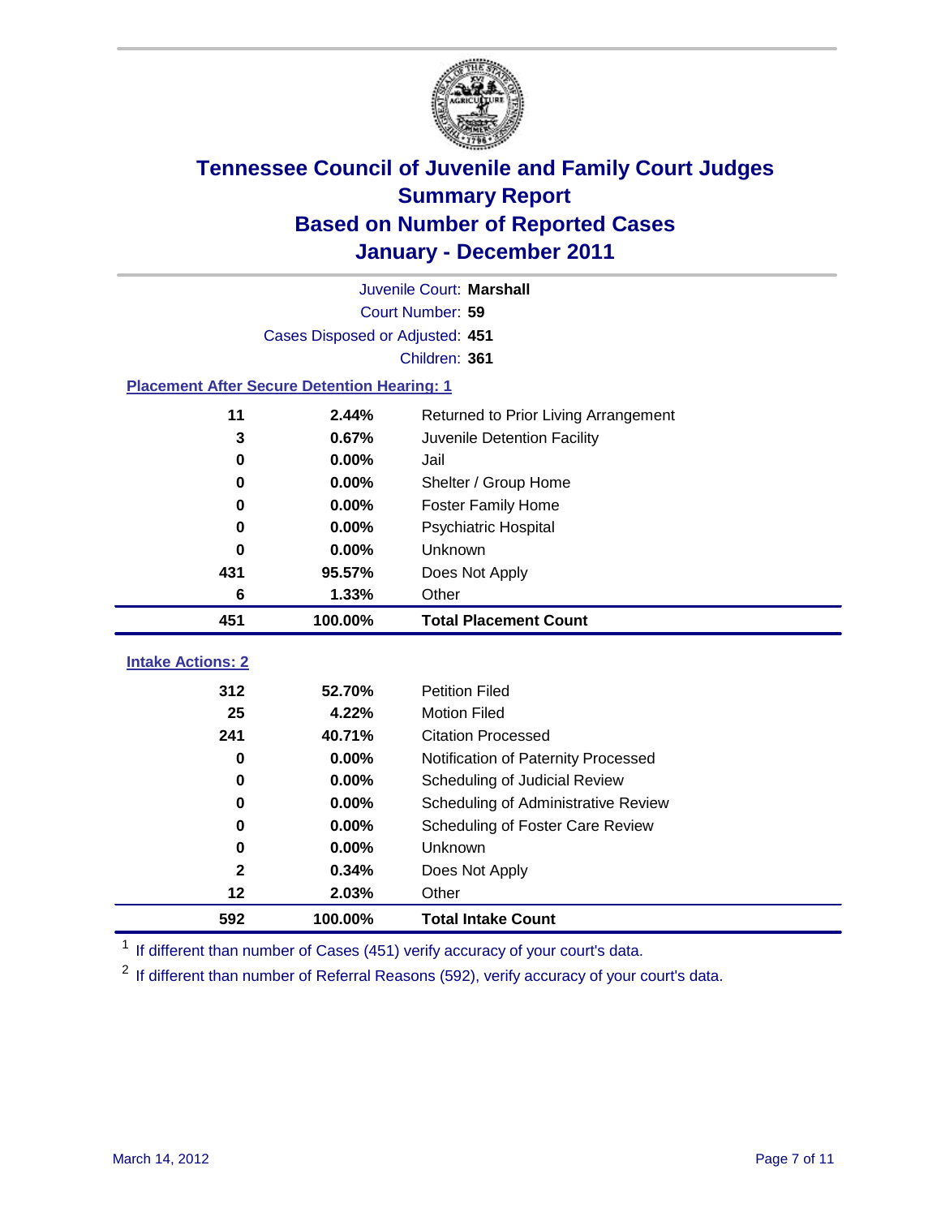# Tennessee Council of Juvenile and Family Court Judges
## Summary Report
## Based on Number of Reported Cases
## January - December 2011

Juvenile Court: **Marshall**

Court Number: **59**

Cases Disposed or Adjusted: **451**

Children: **361**

### Placement After Secure Detention Hearing: 1

| Count | Percent | Placement |
|---|---|---|
| 11 | 2.44% | Returned to Prior Living Arrangement |
| 3 | 0.67% | Juvenile Detention Facility |
| 0 | 0.00% | Jail |
| 0 | 0.00% | Shelter / Group Home |
| 0 | 0.00% | Foster Family Home |
| 0 | 0.00% | Psychiatric Hospital |
| 0 | 0.00% | Unknown |
| 431 | 95.57% | Does Not Apply |
| 6 | 1.33% | Other |
| **451** | **100.00%** | **Total Placement Count** |

### Intake Actions: 2

| Count | Percent | Intake Action |
|---|---|---|
| 312 | 52.70% | Petition Filed |
| 25 | 4.22% | Motion Filed |
| 241 | 40.71% | Citation Processed |
| 0 | 0.00% | Notification of Paternity Processed |
| 0 | 0.00% | Scheduling of Judicial Review |
| 0 | 0.00% | Scheduling of Administrative Review |
| 0 | 0.00% | Scheduling of Foster Care Review |
| 0 | 0.00% | Unknown |
| 2 | 0.34% | Does Not Apply |
| 12 | 2.03% | Other |
| **592** | **100.00%** | **Total Intake Count** |

[1] If different than number of Cases (451) verify accuracy of your court's data.

[2] If different than number of Referral Reasons (592), verify accuracy of your court's data.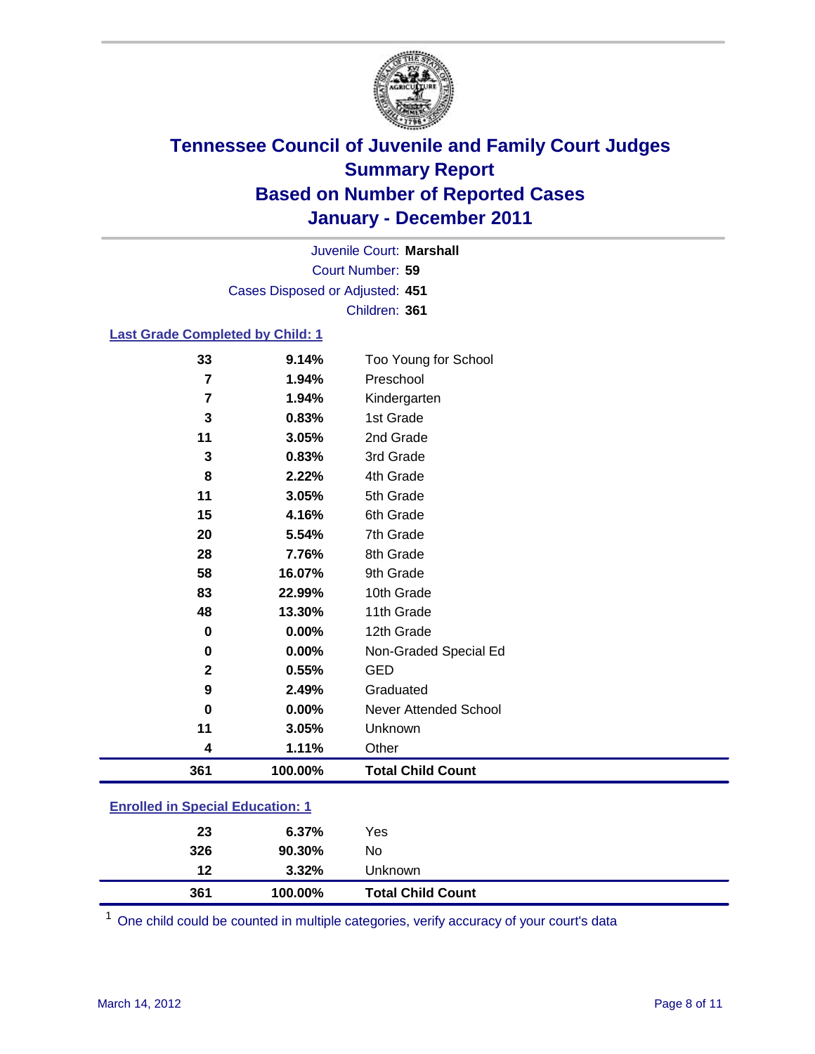# Tennessee Council of Juvenile and Family Court Judges
## Summary Report
## Based on Number of Reported Cases
## January - December 2011

Juvenile Court: **Marshall**
Court Number: **59**
Cases Disposed or Adjusted: **451**
Children: **361**

### Last Grade Completed by Child: 1

| Count | Percent | Category |
|---|---|---|
| 33 | 9.14% | Too Young for School |
| 7 | 1.94% | Preschool |
| 7 | 1.94% | Kindergarten |
| 3 | 0.83% | 1st Grade |
| 11 | 3.05% | 2nd Grade |
| 3 | 0.83% | 3rd Grade |
| 8 | 2.22% | 4th Grade |
| 11 | 3.05% | 5th Grade |
| 15 | 4.16% | 6th Grade |
| 20 | 5.54% | 7th Grade |
| 28 | 7.76% | 8th Grade |
| 58 | 16.07% | 9th Grade |
| 83 | 22.99% | 10th Grade |
| 48 | 13.30% | 11th Grade |
| 0 | 0.00% | 12th Grade |
| 0 | 0.00% | Non-Graded Special Ed |
| 2 | 0.55% | GED |
| 9 | 2.49% | Graduated |
| 0 | 0.00% | Never Attended School |
| 11 | 3.05% | Unknown |
| 4 | 1.11% | Other |
| **361** | **100.00%** | **Total Child Count** |

### Enrolled in Special Education: 1

| Count | Percent | Category |
|---|---|---|
| 23 | 6.37% | Yes |
| 326 | 90.30% | No |
| 12 | 3.32% | Unknown |
| **361** | **100.00%** | **Total Child Count** |

[1] One child could be counted in multiple categories, verify accuracy of your court's data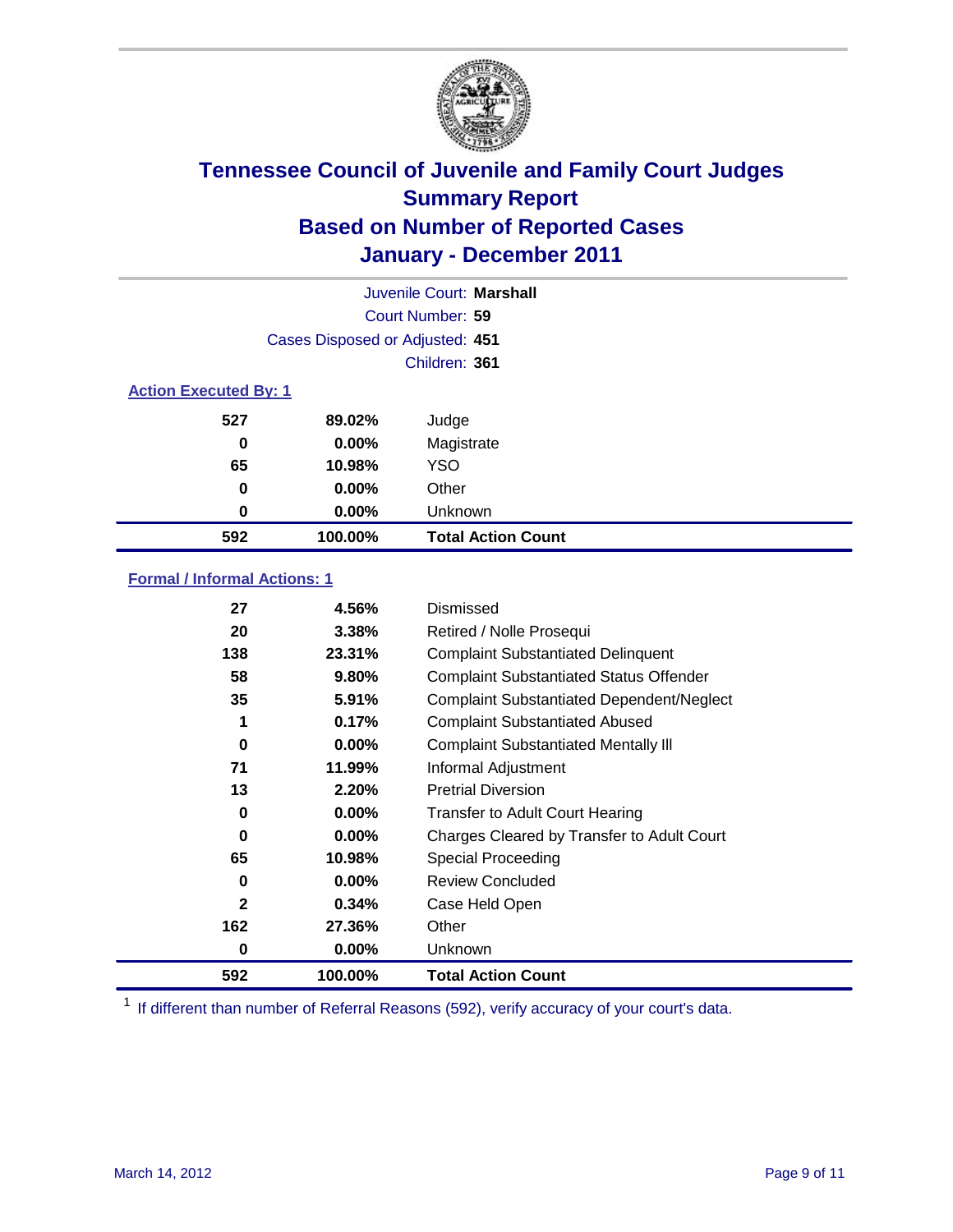# Tennessee Council of Juvenile and Family Court Judges
## Summary Report
## Based on Number of Reported Cases
## January - December 2011

Juvenile Court: **Marshall**

Court Number: **59**

Cases Disposed or Adjusted: **451**

Children: **361**

### Action Executed By: 1

| | | |
|---|---|---|
| 527 | 89.02% | Judge |
| 0 | 0.00% | Magistrate |
| 65 | 10.98% | YSO |
| 0 | 0.00% | Other |
| 0 | 0.00% | Unknown |
| **592** | **100.00%** | **Total Action Count** |

### Formal / Informal Actions: 1

| | | |
|---|---|---|
| 27 | 4.56% | Dismissed |
| 20 | 3.38% | Retired / Nolle Prosequi |
| 138 | 23.31% | Complaint Substantiated Delinquent |
| 58 | 9.80% | Complaint Substantiated Status Offender |
| 35 | 5.91% | Complaint Substantiated Dependent/Neglect |
| 1 | 0.17% | Complaint Substantiated Abused |
| 0 | 0.00% | Complaint Substantiated Mentally Ill |
| 71 | 11.99% | Informal Adjustment |
| 13 | 2.20% | Pretrial Diversion |
| 0 | 0.00% | Transfer to Adult Court Hearing |
| 0 | 0.00% | Charges Cleared by Transfer to Adult Court |
| 65 | 10.98% | Special Proceeding |
| 0 | 0.00% | Review Concluded |
| 2 | 0.34% | Case Held Open |
| 162 | 27.36% | Other |
| 0 | 0.00% | Unknown |
| **592** | **100.00%** | **Total Action Count** |

[1] If different than number of Referral Reasons (592), verify accuracy of your court's data.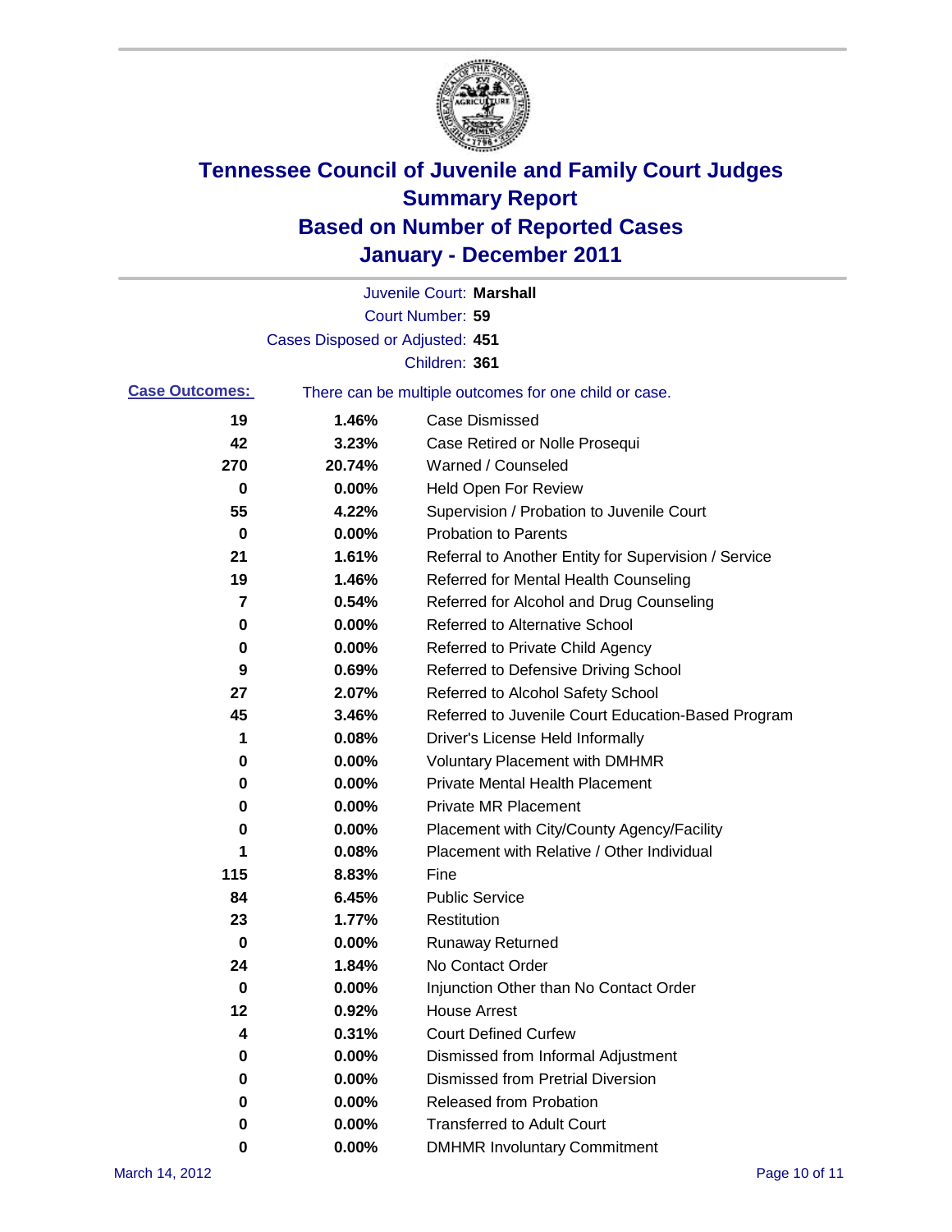# Tennessee Council of Juvenile and Family Court Judges
## Summary Report
## Based on Number of Reported Cases
## January - December 2011

Juvenile Court: **Marshall**
Court Number: **59**
Cases Disposed or Adjusted: **451**
Children: **361**

**Case Outcomes:** There can be multiple outcomes for one child or case.

| Count | Percent | Outcome |
|---|---|---|
| 19 | 1.46% | Case Dismissed |
| 42 | 3.23% | Case Retired or Nolle Prosequi |
| 270 | 20.74% | Warned / Counseled |
| 0 | 0.00% | Held Open For Review |
| 55 | 4.22% | Supervision / Probation to Juvenile Court |
| 0 | 0.00% | Probation to Parents |
| 21 | 1.61% | Referral to Another Entity for Supervision / Service |
| 19 | 1.46% | Referred for Mental Health Counseling |
| 7 | 0.54% | Referred for Alcohol and Drug Counseling |
| 0 | 0.00% | Referred to Alternative School |
| 0 | 0.00% | Referred to Private Child Agency |
| 9 | 0.69% | Referred to Defensive Driving School |
| 27 | 2.07% | Referred to Alcohol Safety School |
| 45 | 3.46% | Referred to Juvenile Court Education-Based Program |
| 1 | 0.08% | Driver's License Held Informally |
| 0 | 0.00% | Voluntary Placement with DMHMR |
| 0 | 0.00% | Private Mental Health Placement |
| 0 | 0.00% | Private MR Placement |
| 0 | 0.00% | Placement with City/County Agency/Facility |
| 1 | 0.08% | Placement with Relative / Other Individual |
| 115 | 8.83% | Fine |
| 84 | 6.45% | Public Service |
| 23 | 1.77% | Restitution |
| 0 | 0.00% | Runaway Returned |
| 24 | 1.84% | No Contact Order |
| 0 | 0.00% | Injunction Other than No Contact Order |
| 12 | 0.92% | House Arrest |
| 4 | 0.31% | Court Defined Curfew |
| 0 | 0.00% | Dismissed from Informal Adjustment |
| 0 | 0.00% | Dismissed from Pretrial Diversion |
| 0 | 0.00% | Released from Probation |
| 0 | 0.00% | Transferred to Adult Court |
| 0 | 0.00% | DMHMR Involuntary Commitment |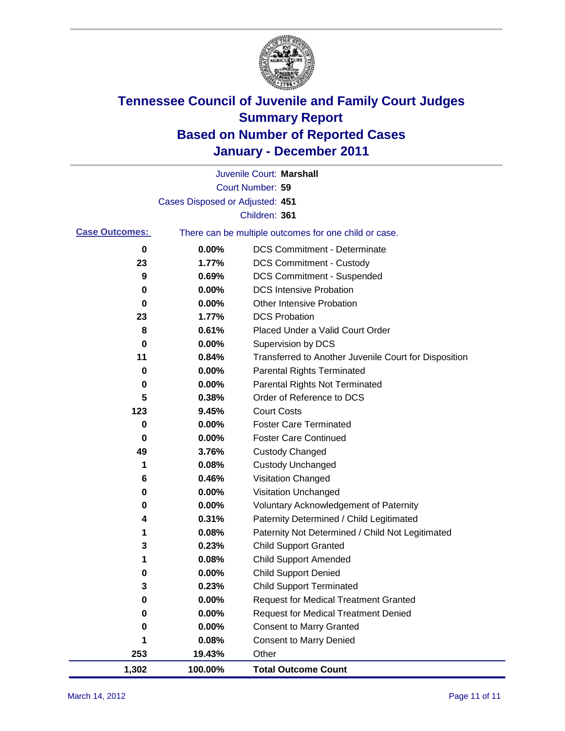# Tennessee Council of Juvenile and Family Court Judges
## Summary Report
## Based on Number of Reported Cases
## January - December 2011

Juvenile Court: **Marshall**

Court Number: **59**

Cases Disposed or Adjusted: **451**

Children: **361**

**Case Outcomes:** There can be multiple outcomes for one child or case.

| | | |
|---|---|---|
| 0 | 0.00% | DCS Commitment - Determinate |
| 23 | 1.77% | DCS Commitment - Custody |
| 9 | 0.69% | DCS Commitment - Suspended |
| 0 | 0.00% | DCS Intensive Probation |
| 0 | 0.00% | Other Intensive Probation |
| 23 | 1.77% | DCS Probation |
| 8 | 0.61% | Placed Under a Valid Court Order |
| 0 | 0.00% | Supervision by DCS |
| 11 | 0.84% | Transferred to Another Juvenile Court for Disposition |
| 0 | 0.00% | Parental Rights Terminated |
| 0 | 0.00% | Parental Rights Not Terminated |
| 5 | 0.38% | Order of Reference to DCS |
| 123 | 9.45% | Court Costs |
| 0 | 0.00% | Foster Care Terminated |
| 0 | 0.00% | Foster Care Continued |
| 49 | 3.76% | Custody Changed |
| 1 | 0.08% | Custody Unchanged |
| 6 | 0.46% | Visitation Changed |
| 0 | 0.00% | Visitation Unchanged |
| 0 | 0.00% | Voluntary Acknowledgement of Paternity |
| 4 | 0.31% | Paternity Determined / Child Legitimated |
| 1 | 0.08% | Paternity Not Determined / Child Not Legitimated |
| 3 | 0.23% | Child Support Granted |
| 1 | 0.08% | Child Support Amended |
| 0 | 0.00% | Child Support Denied |
| 3 | 0.23% | Child Support Terminated |
| 0 | 0.00% | Request for Medical Treatment Granted |
| 0 | 0.00% | Request for Medical Treatment Denied |
| 0 | 0.00% | Consent to Marry Granted |
| 1 | 0.08% | Consent to Marry Denied |
| 253 | 19.43% | Other |
| **1,302** | **100.00%** | **Total Outcome Count** |